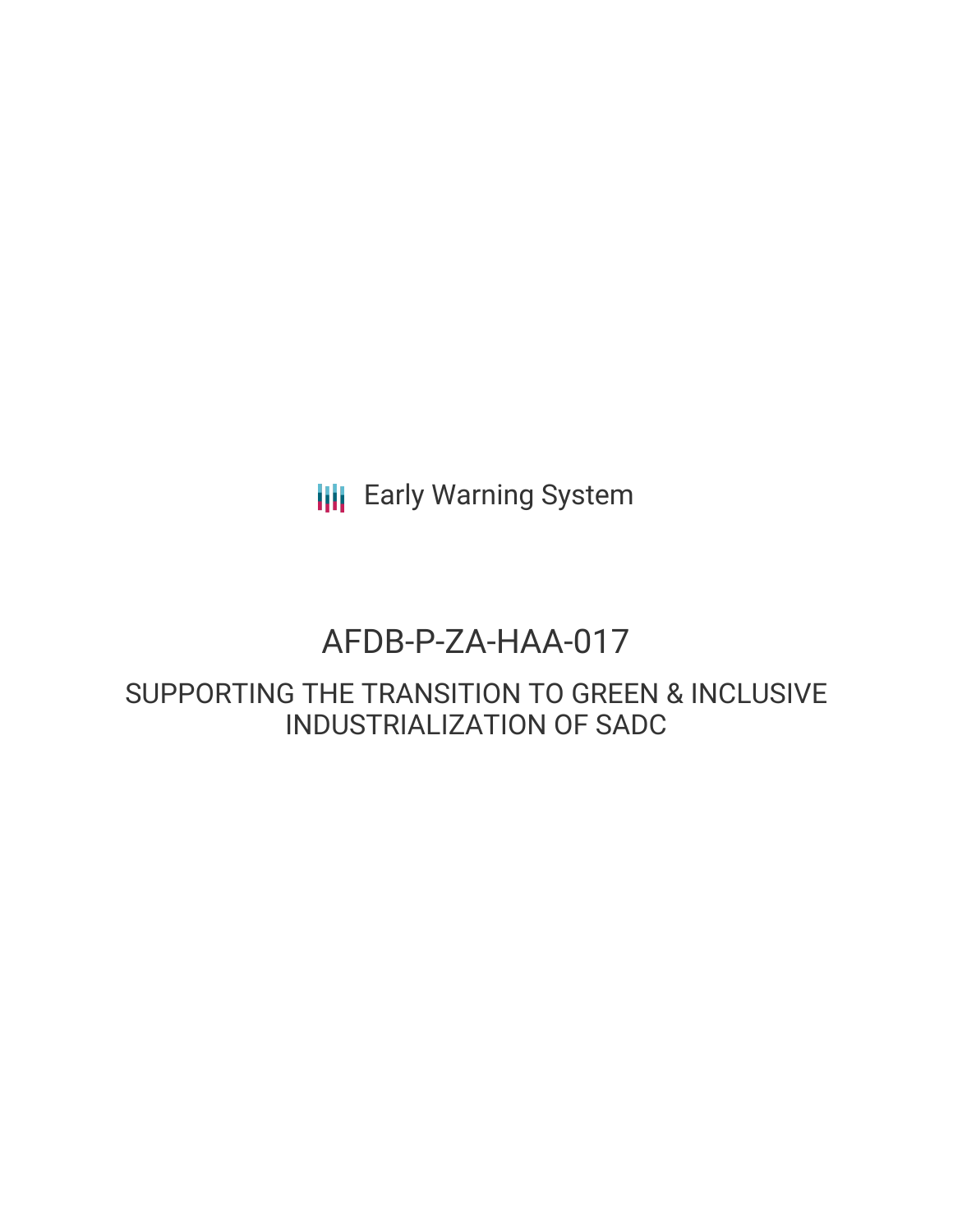Early Warning System

# AFDB-P-ZA-HAA-017

## SUPPORTING THE TRANSITION TO GREEN & INCLUSIVE INDUSTRIALIZATION OF SADC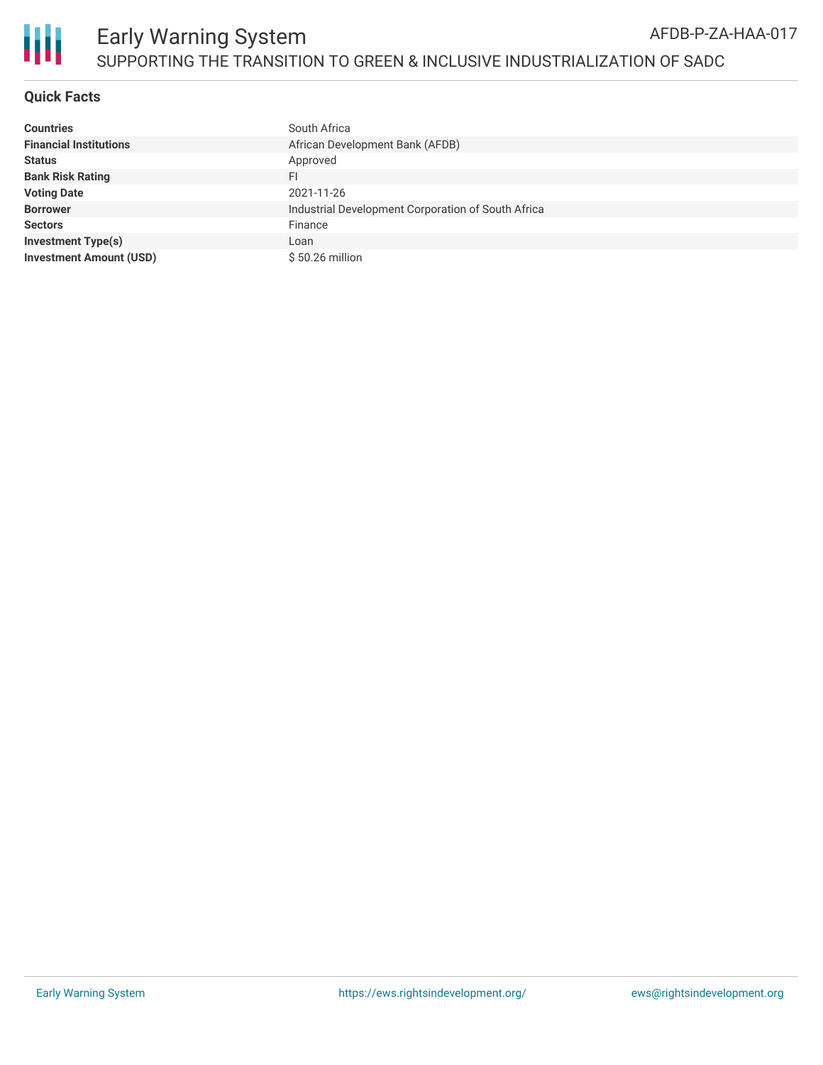## Quick Facts

| | |
|---|---|
| **Countries** | South Africa |
| **Financial Institutions** | African Development Bank (AFDB) |
| **Status** | Approved |
| **Bank Risk Rating** | FI |
| **Voting Date** | 2021-11-26 |
| **Borrower** | Industrial Development Corporation of South Africa |
| **Sectors** | Finance |
| **Investment Type(s)** | Loan |
| **Investment Amount (USD)** | $ 50.26 million |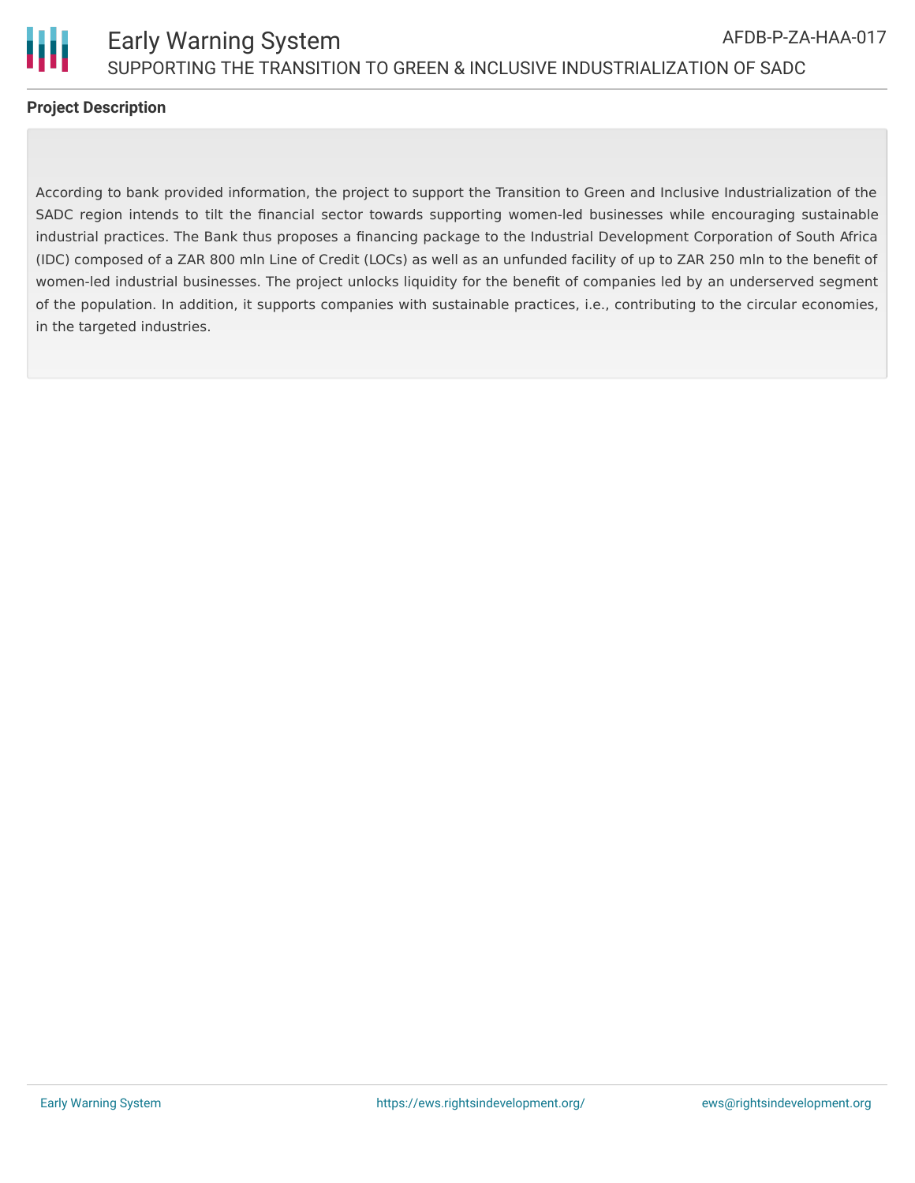## Project Description

According to bank provided information, the project to support the Transition to Green and Inclusive Industrialization of the SADC region intends to tilt the financial sector towards supporting women-led businesses while encouraging sustainable industrial practices. The Bank thus proposes a financing package to the Industrial Development Corporation of South Africa (IDC) composed of a ZAR 800 mln Line of Credit (LOCs) as well as an unfunded facility of up to ZAR 250 mln to the benefit of women-led industrial businesses. The project unlocks liquidity for the benefit of companies led by an underserved segment of the population. In addition, it supports companies with sustainable practices, i.e., contributing to the circular economies, in the targeted industries.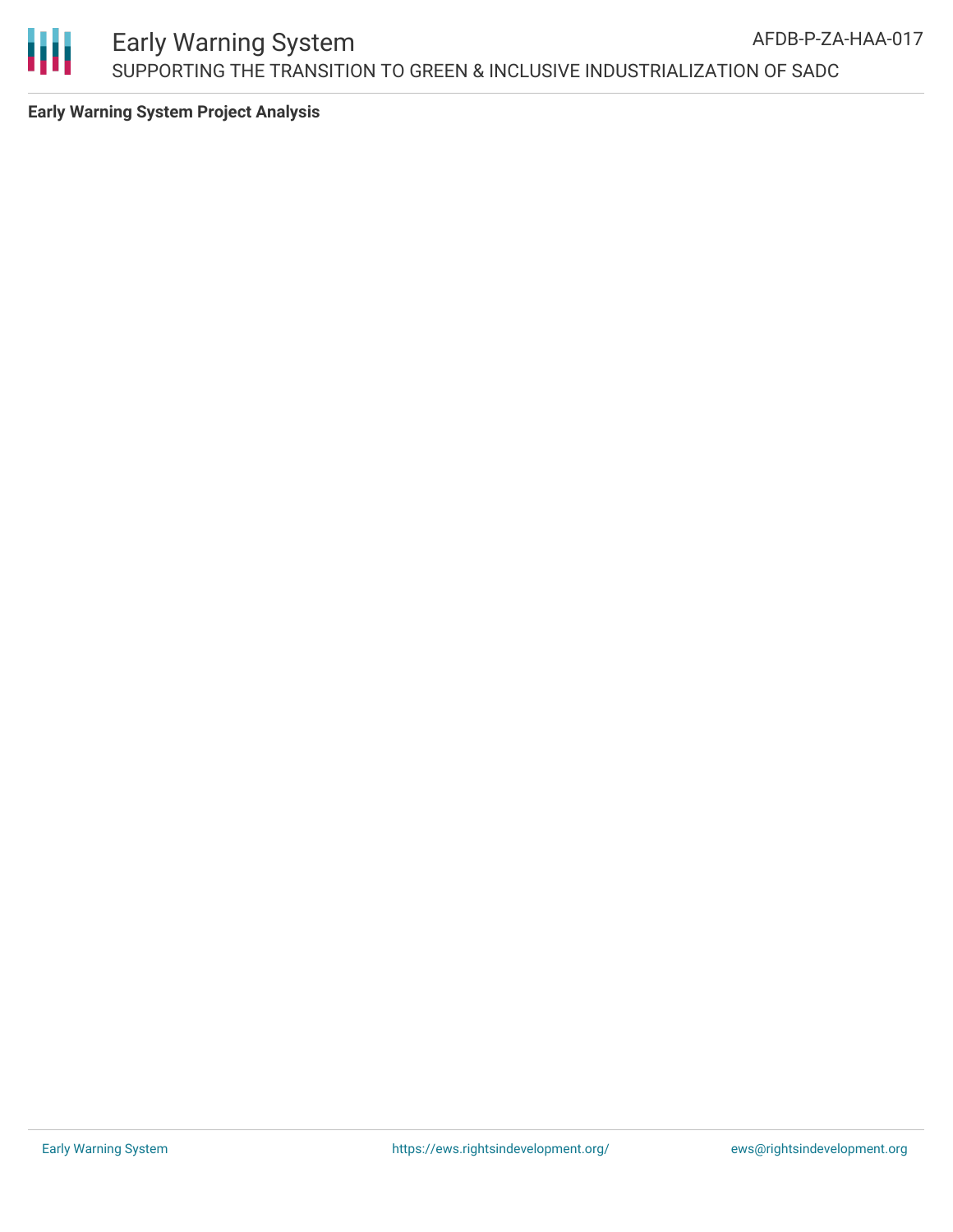**Early Warning System Project Analysis**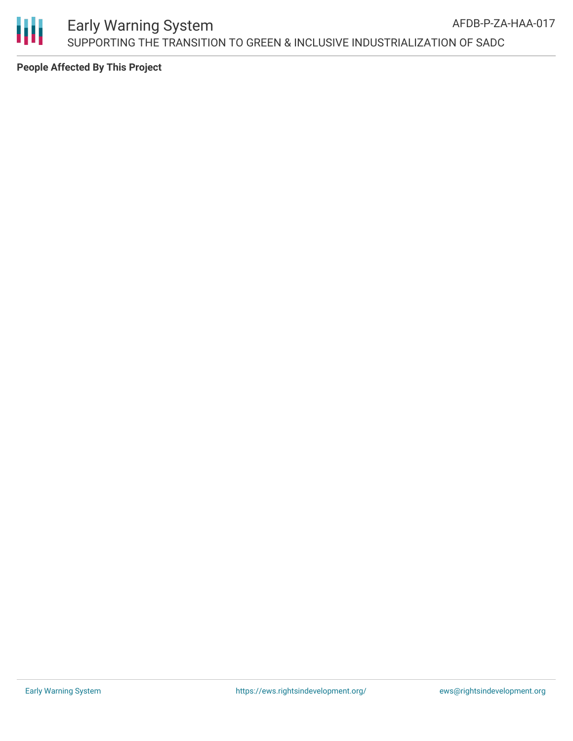**People Affected By This Project**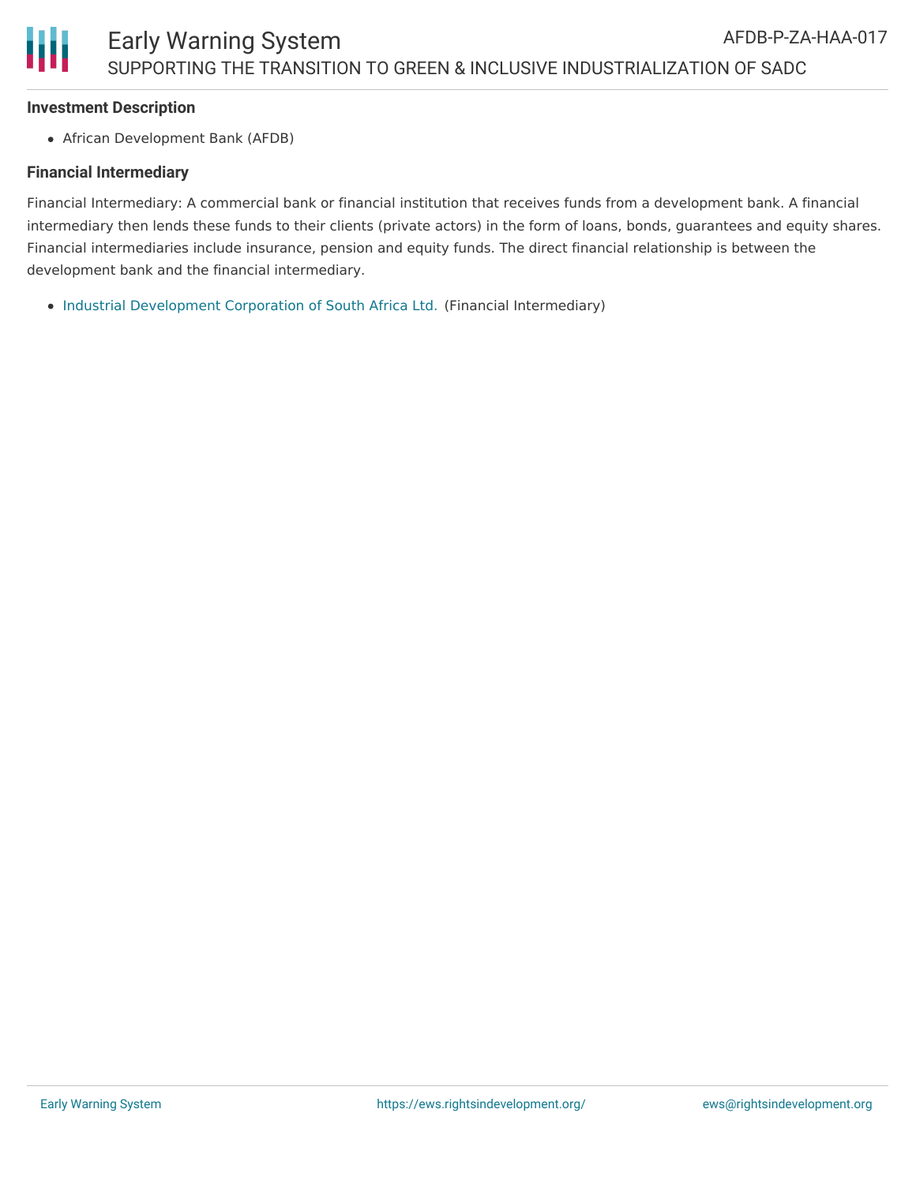### Investment Description

- African Development Bank (AFDB)

### Financial Intermediary

Financial Intermediary: A commercial bank or financial institution that receives funds from a development bank. A financial intermediary then lends these funds to their clients (private actors) in the form of loans, bonds, guarantees and equity shares. Financial intermediaries include insurance, pension and equity funds. The direct financial relationship is between the development bank and the financial intermediary.

- Industrial Development Corporation of South Africa Ltd. (Financial Intermediary)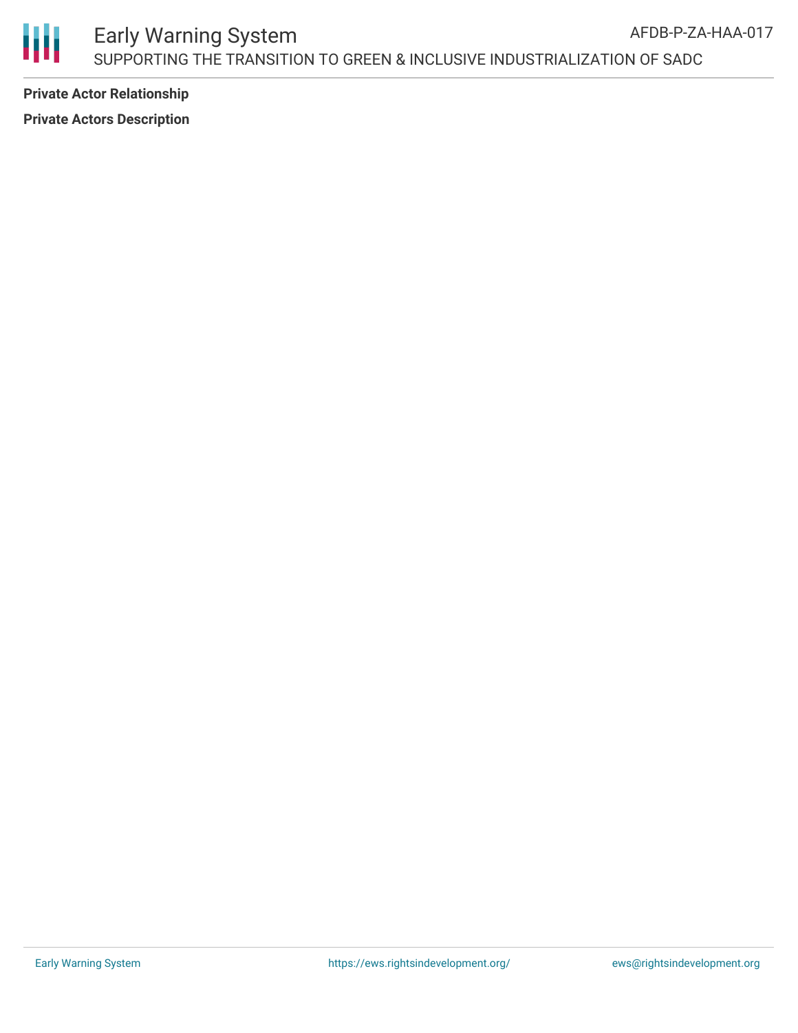**Private Actor Relationship**

**Private Actors Description**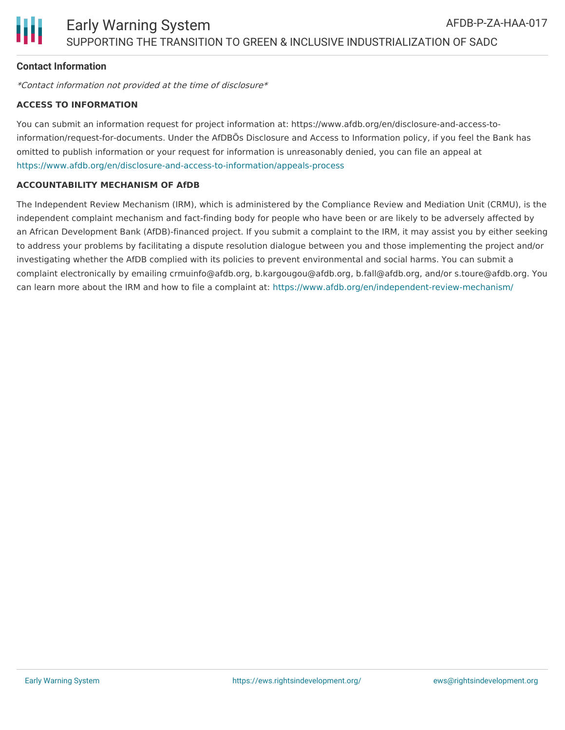**Contact Information**

*Contact information not provided at the time of disclosure*

**ACCESS TO INFORMATION**

You can submit an information request for project information at: https://www.afdb.org/en/disclosure-and-access-to-information/request-for-documents. Under the AfDBÕs Disclosure and Access to Information policy, if you feel the Bank has omitted to publish information or your request for information is unreasonably denied, you can file an appeal at https://www.afdb.org/en/disclosure-and-access-to-information/appeals-process

**ACCOUNTABILITY MECHANISM OF AfDB**

The Independent Review Mechanism (IRM), which is administered by the Compliance Review and Mediation Unit (CRMU), is the independent complaint mechanism and fact-finding body for people who have been or are likely to be adversely affected by an African Development Bank (AfDB)-financed project. If you submit a complaint to the IRM, it may assist you by either seeking to address your problems by facilitating a dispute resolution dialogue between you and those implementing the project and/or investigating whether the AfDB complied with its policies to prevent environmental and social harms. You can submit a complaint electronically by emailing crmuinfo@afdb.org, b.kargougou@afdb.org, b.fall@afdb.org, and/or s.toure@afdb.org. You can learn more about the IRM and how to file a complaint at: https://www.afdb.org/en/independent-review-mechanism/